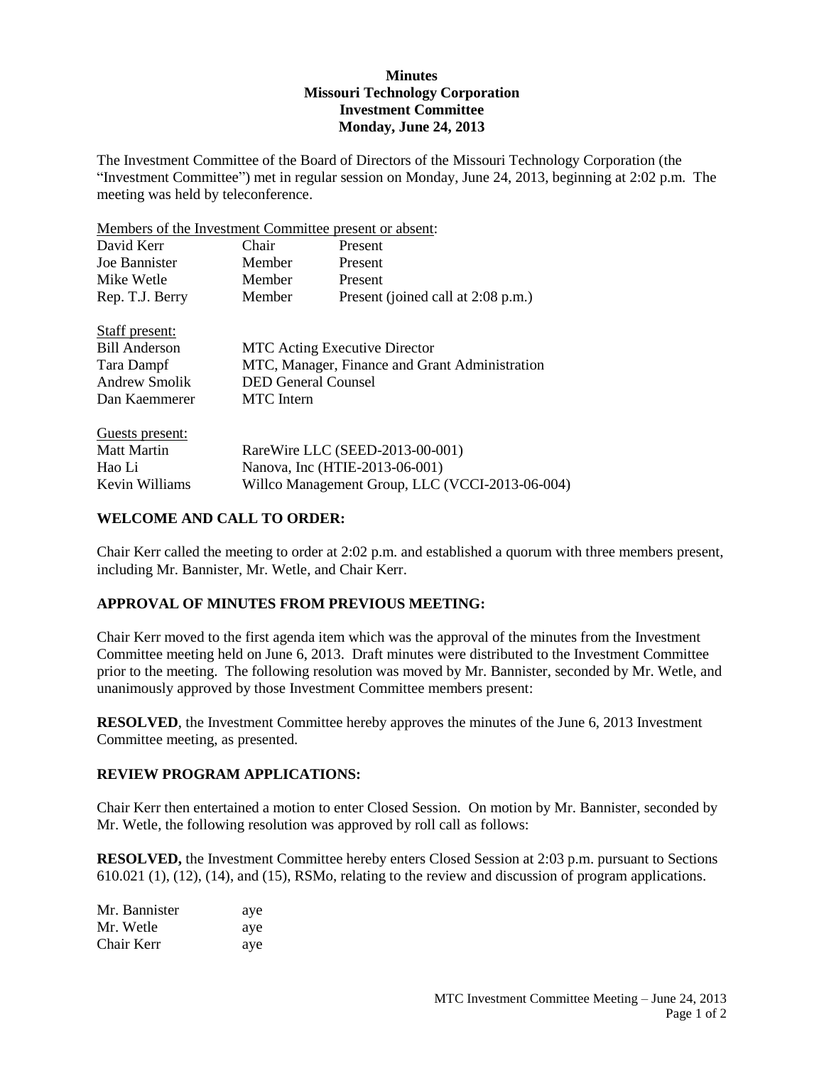**Minutes**
**Missouri Technology Corporation**
**Investment Committee**
**Monday, June 24, 2013**

The Investment Committee of the Board of Directors of the Missouri Technology Corporation (the "Investment Committee") met in regular session on Monday, June 24, 2013, beginning at 2:02 p.m. The meeting was held by teleconference.

Members of the Investment Committee present or absent:

| | | |
|---|---|---|
| David Kerr | Chair | Present |
| Joe Bannister | Member | Present |
| Mike Wetle | Member | Present |
| Rep. T.J. Berry | Member | Present (joined call at 2:08 p.m.) |

Staff present:

| | |
|---|---|
| Bill Anderson | MTC Acting Executive Director |
| Tara Dampf | MTC, Manager, Finance and Grant Administration |
| Andrew Smolik | DED General Counsel |
| Dan Kaemmerer | MTC Intern |

Guests present:

| | |
|---|---|
| Matt Martin | RareWire LLC (SEED-2013-00-001) |
| Hao Li | Nanova, Inc (HTIE-2013-06-001) |
| Kevin Williams | Willco Management Group, LLC (VCCI-2013-06-004) |

## WELCOME AND CALL TO ORDER:

Chair Kerr called the meeting to order at 2:02 p.m. and established a quorum with three members present, including Mr. Bannister, Mr. Wetle, and Chair Kerr.

## APPROVAL OF MINUTES FROM PREVIOUS MEETING:

Chair Kerr moved to the first agenda item which was the approval of the minutes from the Investment Committee meeting held on June 6, 2013. Draft minutes were distributed to the Investment Committee prior to the meeting. The following resolution was moved by Mr. Bannister, seconded by Mr. Wetle, and unanimously approved by those Investment Committee members present:

**RESOLVED**, the Investment Committee hereby approves the minutes of the June 6, 2013 Investment Committee meeting, as presented.

## REVIEW PROGRAM APPLICATIONS:

Chair Kerr then entertained a motion to enter Closed Session. On motion by Mr. Bannister, seconded by Mr. Wetle, the following resolution was approved by roll call as follows:

**RESOLVED,** the Investment Committee hereby enters Closed Session at 2:03 p.m. pursuant to Sections 610.021 (1), (12), (14), and (15), RSMo, relating to the review and discussion of program applications.

| | |
|---|---|
| Mr. Bannister | aye |
| Mr. Wetle | aye |
| Chair Kerr | aye |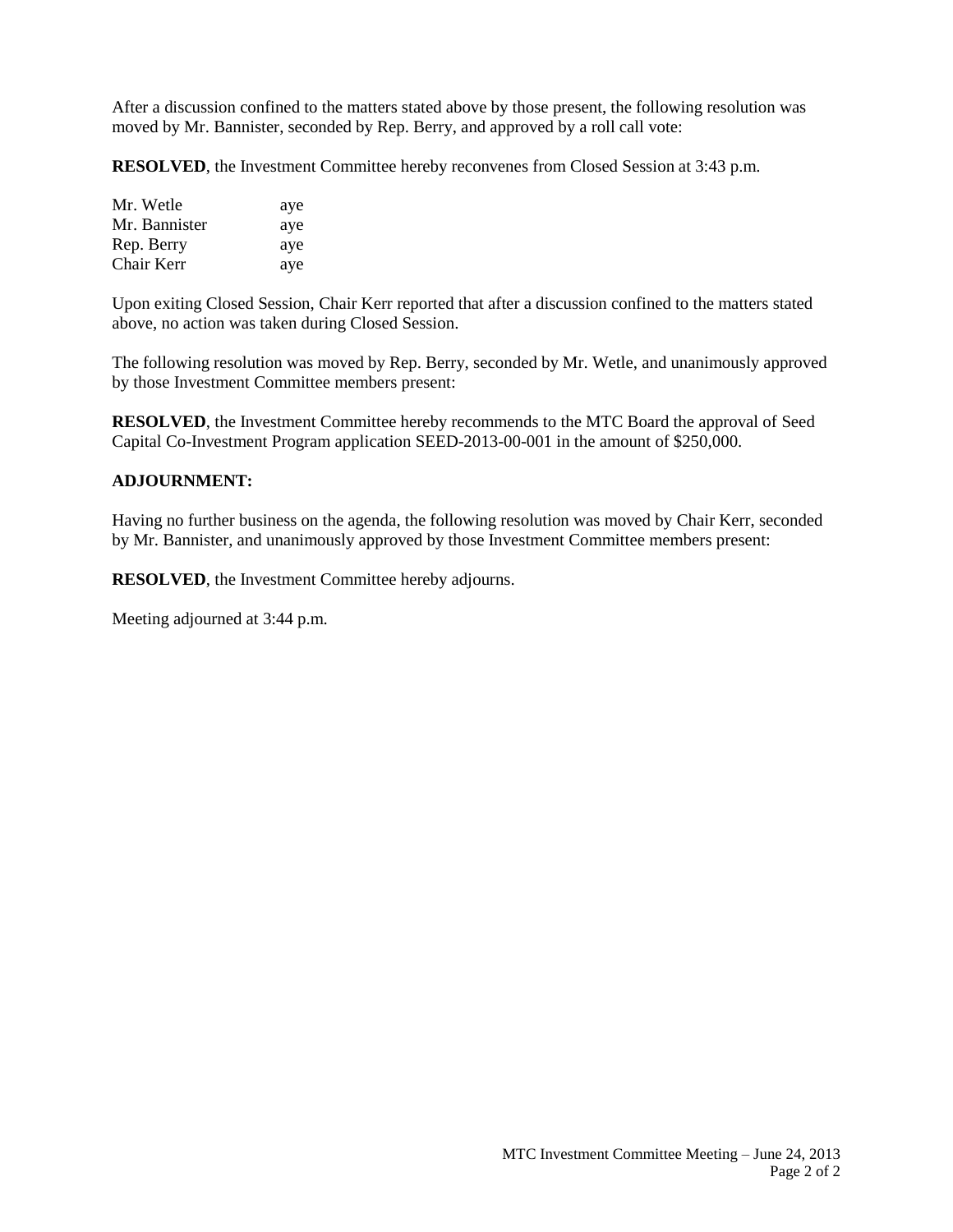After a discussion confined to the matters stated above by those present, the following resolution was moved by Mr. Bannister, seconded by Rep. Berry, and approved by a roll call vote:

**RESOLVED**, the Investment Committee hereby reconvenes from Closed Session at 3:43 p.m.

| | |
|---|---|
| Mr. Wetle | aye |
| Mr. Bannister | aye |
| Rep. Berry | aye |
| Chair Kerr | aye |

Upon exiting Closed Session, Chair Kerr reported that after a discussion confined to the matters stated above, no action was taken during Closed Session.

The following resolution was moved by Rep. Berry, seconded by Mr. Wetle, and unanimously approved by those Investment Committee members present:

**RESOLVED**, the Investment Committee hereby recommends to the MTC Board the approval of Seed Capital Co-Investment Program application SEED-2013-00-001 in the amount of $250,000.

**ADJOURNMENT:**

Having no further business on the agenda, the following resolution was moved by Chair Kerr, seconded by Mr. Bannister, and unanimously approved by those Investment Committee members present:

**RESOLVED**, the Investment Committee hereby adjourns.

Meeting adjourned at 3:44 p.m.